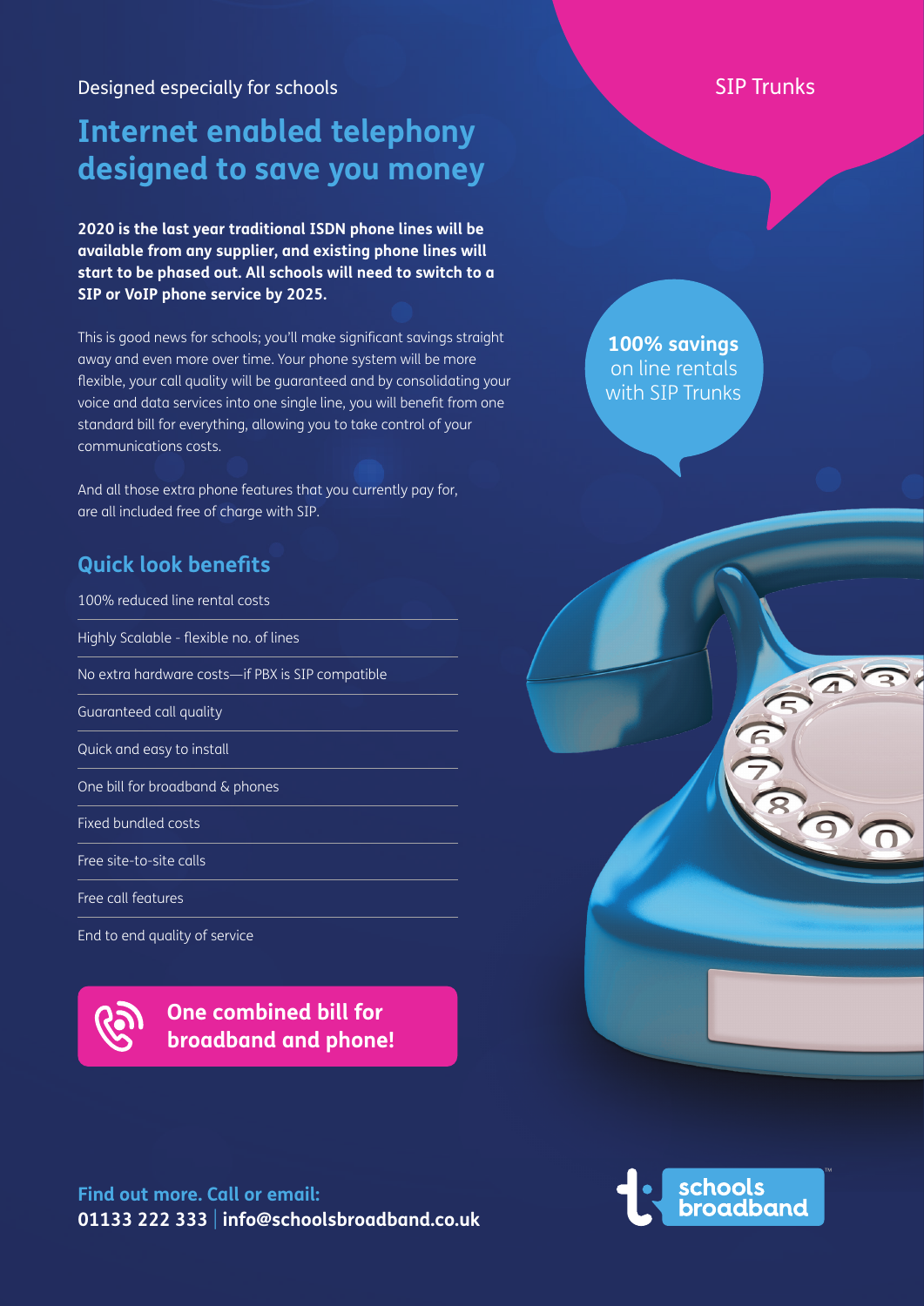SIP Trunks

Designed especially for schools

# Internet enabled telephony designed to save you money

**2020 is the last year traditional ISDN phone lines will be available from any supplier, and existing phone lines will start to be phased out. All schools will need to switch to a SIP or VoIP phone service by 2025.**

This is good news for schools; you'll make significant savings straight away and even more over time. Your phone system will be more flexible, your call quality will be guaranteed and by consolidating your voice and data services into one single line, you will benefit from one standard bill for everything, allowing you to take control of your communications costs.

And all those extra phone features that you currently pay for, are all included free of charge with SIP.

**100% savings** on line rentals with SIP Trunks

## Quick look benefits

- 100% reduced line rental costs
- Highly Scalable - flexible no. of lines
- No extra hardware costs—if PBX is SIP compatible
- Guaranteed call quality
- Quick and easy to install
- One bill for broadband & phones
- Fixed bundled costs
- Free site-to-site calls
- Free call features
- End to end quality of service

**One combined bill for broadband and phone!**

**Find out more. Call or email:**
**01133 222 333 | info@schoolsbroadband.co.uk**

schools broadband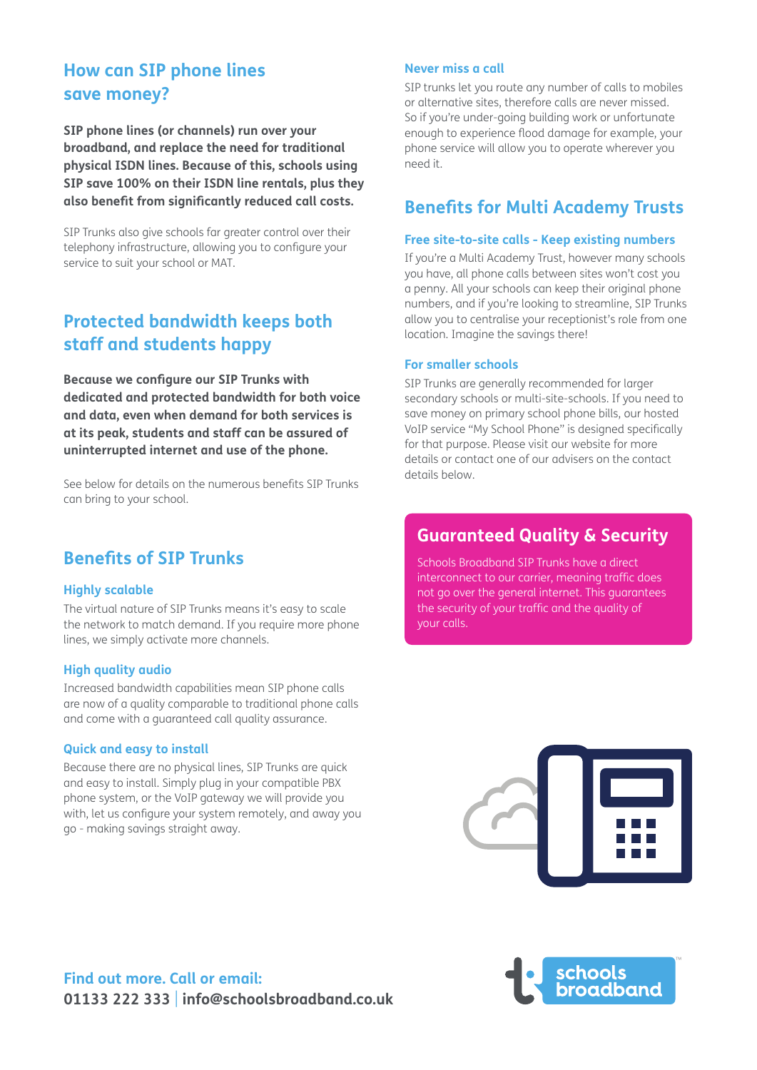## How can SIP phone lines save money?

**SIP phone lines (or channels) run over your broadband, and replace the need for traditional physical ISDN lines. Because of this, schools using SIP save 100% on their ISDN line rentals, plus they also benefit from significantly reduced call costs.**

SIP Trunks also give schools far greater control over their telephony infrastructure, allowing you to configure your service to suit your school or MAT.

## Protected bandwidth keeps both staff and students happy

**Because we configure our SIP Trunks with dedicated and protected bandwidth for both voice and data, even when demand for both services is at its peak, students and staff can be assured of uninterrupted internet and use of the phone.**

See below for details on the numerous benefits SIP Trunks can bring to your school.

## Benefits of SIP Trunks

### Highly scalable

The virtual nature of SIP Trunks means it's easy to scale the network to match demand. If you require more phone lines, we simply activate more channels.

### High quality audio

Increased bandwidth capabilities mean SIP phone calls are now of a quality comparable to traditional phone calls and come with a guaranteed call quality assurance.

### Quick and easy to install

Because there are no physical lines, SIP Trunks are quick and easy to install. Simply plug in your compatible PBX phone system, or the VoIP gateway we will provide you with, let us configure your system remotely, and away you go - making savings straight away.

### Never miss a call

SIP trunks let you route any number of calls to mobiles or alternative sites, therefore calls are never missed. So if you're under-going building work or unfortunate enough to experience flood damage for example, your phone service will allow you to operate wherever you need it.

## Benefits for Multi Academy Trusts

### Free site-to-site calls - Keep existing numbers

If you're a Multi Academy Trust, however many schools you have, all phone calls between sites won't cost you a penny. All your schools can keep their original phone numbers, and if you're looking to streamline, SIP Trunks allow you to centralise your receptionist's role from one location. Imagine the savings there!

### For smaller schools

SIP Trunks are generally recommended for larger secondary schools or multi-site-schools. If you need to save money on primary school phone bills, our hosted VoIP service "My School Phone" is designed specifically for that purpose. Please visit our website for more details or contact one of our advisers on the contact details below.

## Guaranteed Quality & Security

Schools Broadband SIP Trunks have a direct interconnect to our carrier, meaning traffic does not go over the general internet. This guarantees the security of your traffic and the quality of your calls.

**Find out more. Call or email:**
**01133 222 333 | info@schoolsbroadband.co.uk**

schools broadband™